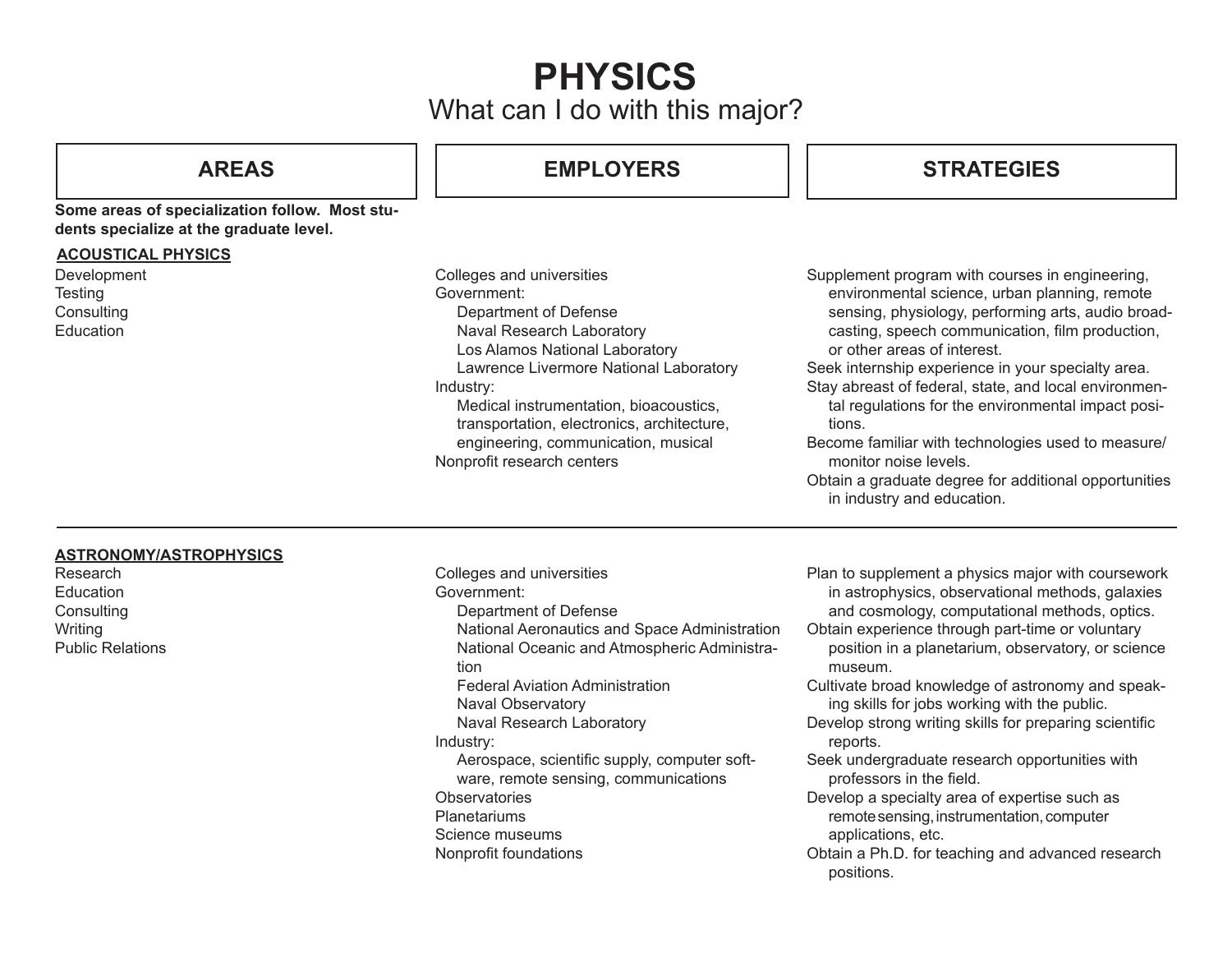# PHYSICS

## What can I do with this major?

| AREAS | EMPLOYERS | STRATEGIES |
| --- | --- | --- |
| **Some areas of specialization follow. Most students specialize at the graduate level.** | | |
| **ACOUSTICAL PHYSICS**<br>Development<br>Testing<br>Consulting<br>Education | Colleges and universities<br>Government:<br>Department of Defense<br>Naval Research Laboratory<br>Los Alamos National Laboratory<br>Lawrence Livermore National Laboratory<br>Industry:<br>Medical instrumentation, bioacoustics, transportation, electronics, architecture, engineering, communication, musical<br>Nonprofit research centers | Supplement program with courses in engineering, environmental science, urban planning, remote sensing, physiology, performing arts, audio broadcasting, speech communication, film production, or other areas of interest.<br>Seek internship experience in your specialty area.<br>Stay abreast of federal, state, and local environmental regulations for the environmental impact positions.<br>Become familiar with technologies used to measure/monitor noise levels.<br>Obtain a graduate degree for additional opportunities in industry and education. |
| **ASTRONOMY/ASTROPHYSICS**<br>Research<br>Education<br>Consulting<br>Writing<br>Public Relations | Colleges and universities<br>Government:<br>Department of Defense<br>National Aeronautics and Space Administration<br>National Oceanic and Atmospheric Administration<br>Federal Aviation Administration<br>Naval Observatory<br>Naval Research Laboratory<br>Industry:<br>Aerospace, scientific supply, computer software, remote sensing, communications<br>Observatories<br>Planetariums<br>Science museums<br>Nonprofit foundations | Plan to supplement a physics major with coursework in astrophysics, observational methods, galaxies and cosmology, computational methods, optics.<br>Obtain experience through part-time or voluntary position in a planetarium, observatory, or science museum.<br>Cultivate broad knowledge of astronomy and speaking skills for jobs working with the public.<br>Develop strong writing skills for preparing scientific reports.<br>Seek undergraduate research opportunities with professors in the field.<br>Develop a specialty area of expertise such as remote sensing, instrumentation, computer applications, etc.<br>Obtain a Ph.D. for teaching and advanced research positions. |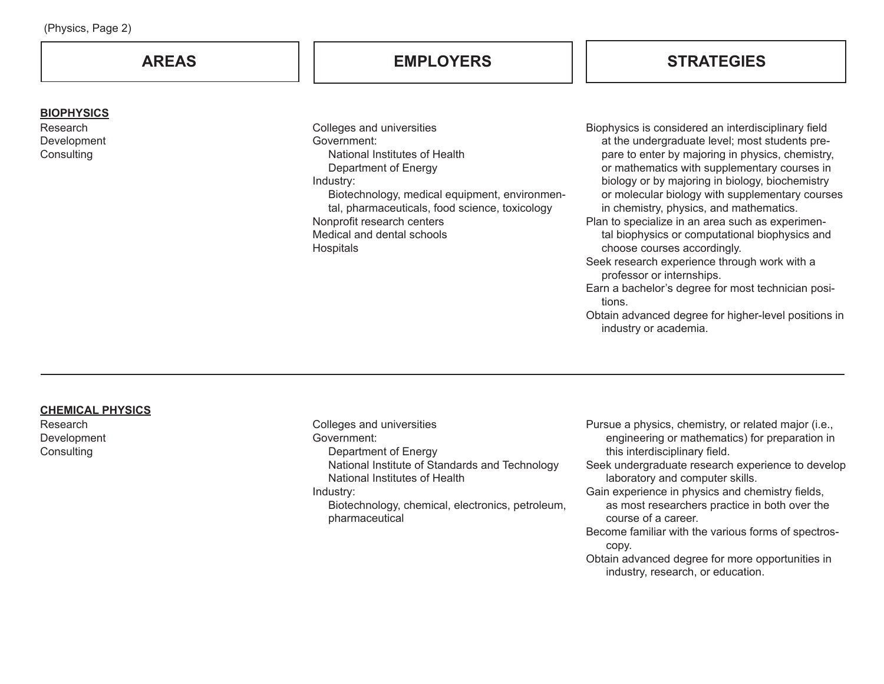| AREAS | EMPLOYERS | STRATEGIES |
|---|---|---|
| **BIOPHYSICS** | | |
| Research<br>Development<br>Consulting | Colleges and universities<br>Government:<br>National Institutes of Health<br>Department of Energy<br>Industry:<br>Biotechnology, medical equipment, environmental, pharmaceuticals, food science, toxicology<br>Nonprofit research centers<br>Medical and dental schools<br>Hospitals | Biophysics is considered an interdisciplinary field at the undergraduate level; most students prepare to enter by majoring in physics, chemistry, or mathematics with supplementary courses in biology or by majoring in biology, biochemistry or molecular biology with supplementary courses in chemistry, physics, and mathematics.<br>Plan to specialize in an area such as experimental biophysics or computational biophysics and choose courses accordingly.<br>Seek research experience through work with a professor or internships.<br>Earn a bachelor's degree for most technician positions.<br>Obtain advanced degree for higher-level positions in industry or academia. |
| **CHEMICAL PHYSICS** | | |
| Research<br>Development<br>Consulting | Colleges and universities<br>Government:<br>Department of Energy<br>National Institute of Standards and Technology<br>National Institutes of Health<br>Industry:<br>Biotechnology, chemical, electronics, petroleum, pharmaceutical | Pursue a physics, chemistry, or related major (i.e., engineering or mathematics) for preparation in this interdisciplinary field.<br>Seek undergraduate research experience to develop laboratory and computer skills.<br>Gain experience in physics and chemistry fields, as most researchers practice in both over the course of a career.<br>Become familiar with the various forms of spectroscopy.<br>Obtain advanced degree for more opportunities in industry, research, or education. |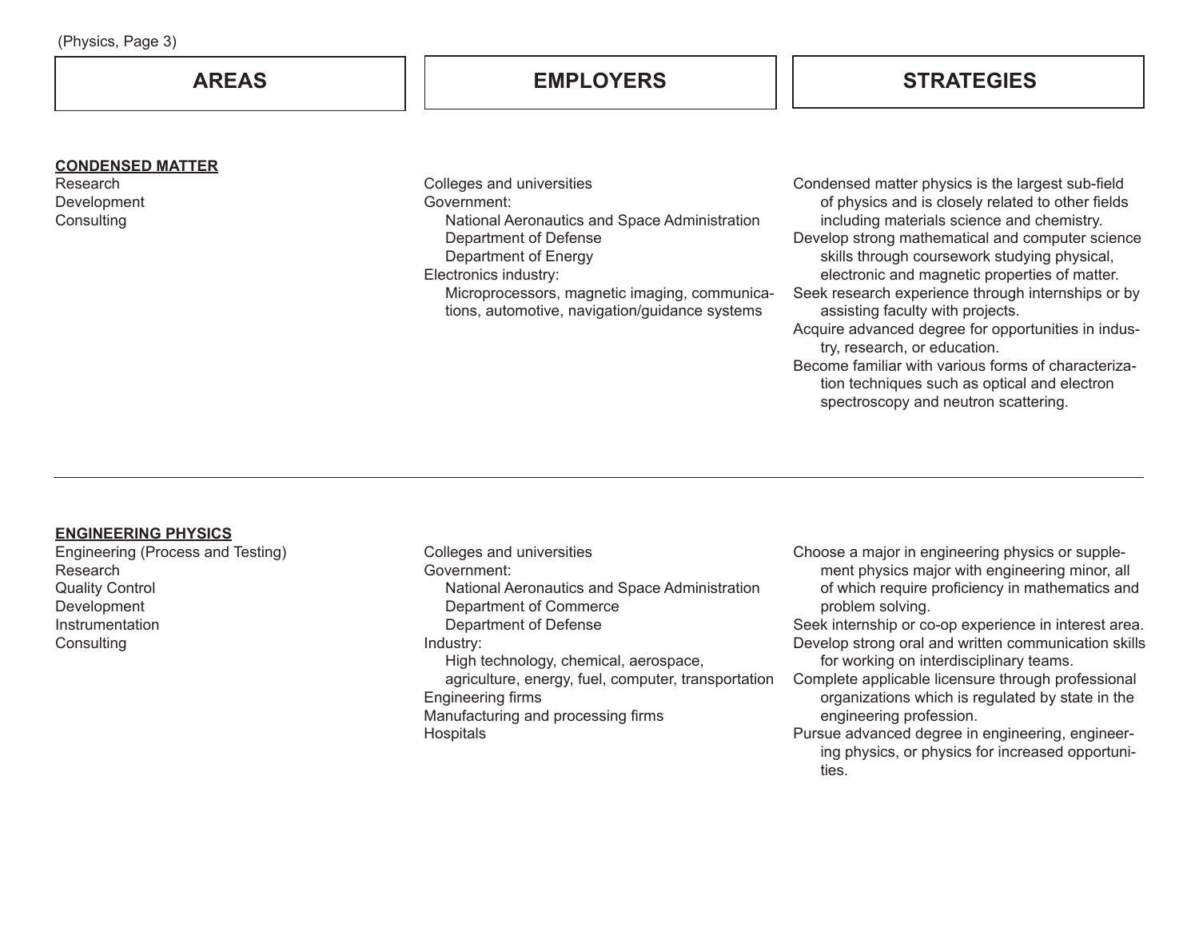| AREAS | EMPLOYERS | STRATEGIES |
|---|---|---|
| **CONDENSED MATTER**<br>Research<br>Development<br>Consulting | Colleges and universities<br>Government:<br>National Aeronautics and Space Administration<br>Department of Defense<br>Department of Energy<br>Electronics industry:<br>Microprocessors, magnetic imaging, communications, automotive, navigation/guidance systems | Condensed matter physics is the largest sub-field of physics and is closely related to other fields including materials science and chemistry.<br>Develop strong mathematical and computer science skills through coursework studying physical, electronic and magnetic properties of matter.<br>Seek research experience through internships or by assisting faculty with projects.<br>Acquire advanced degree for opportunities in industry, research, or education.<br>Become familiar with various forms of characterization techniques such as optical and electron spectroscopy and neutron scattering. |
| **ENGINEERING PHYSICS**<br>Engineering (Process and Testing)<br>Research<br>Quality Control<br>Development<br>Instrumentation<br>Consulting | Colleges and universities<br>Government:<br>National Aeronautics and Space Administration<br>Department of Commerce<br>Department of Defense<br>Industry:<br>High technology, chemical, aerospace, agriculture, energy, fuel, computer, transportation<br>Engineering firms<br>Manufacturing and processing firms<br>Hospitals | Choose a major in engineering physics or supplement physics major with engineering minor, all of which require proficiency in mathematics and problem solving.<br>Seek internship or co-op experience in interest area.<br>Develop strong oral and written communication skills for working on interdisciplinary teams.<br>Complete applicable licensure through professional organizations which is regulated by state in the engineering profession.<br>Pursue advanced degree in engineering, engineering physics, or physics for increased opportunities. |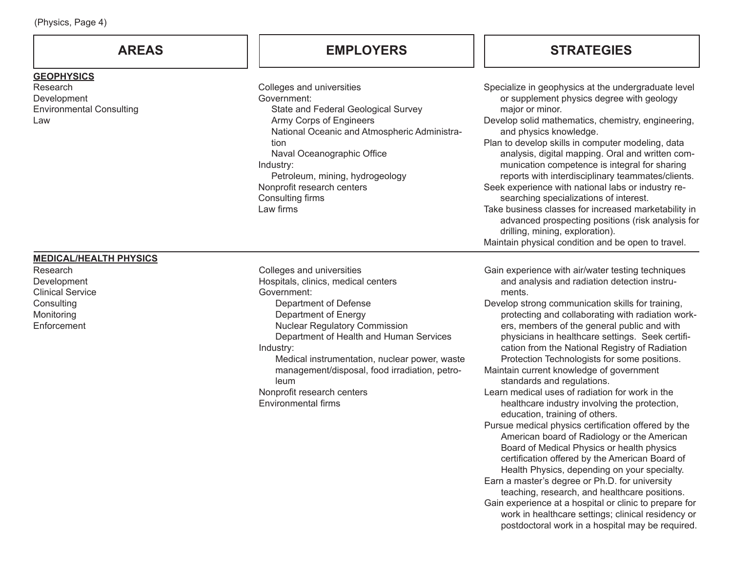| AREAS | EMPLOYERS | STRATEGIES |
| --- | --- | --- |
| **GEOPHYSICS**<br>Research<br>Development<br>Environmental Consulting<br>Law | Colleges and universities<br>Government:<br>State and Federal Geological Survey<br>Army Corps of Engineers<br>National Oceanic and Atmospheric Administration<br>Naval Oceanographic Office<br>Industry:<br>Petroleum, mining, hydrogeology<br>Nonprofit research centers<br>Consulting firms<br>Law firms | Specialize in geophysics at the undergraduate level or supplement physics degree with geology major or minor.<br>Develop solid mathematics, chemistry, engineering, and physics knowledge.<br>Plan to develop skills in computer modeling, data analysis, digital mapping. Oral and written communication competence is integral for sharing reports with interdisciplinary teammates/clients.<br>Seek experience with national labs or industry researching specializations of interest.<br>Take business classes for increased marketability in advanced prospecting positions (risk analysis for drilling, mining, exploration).<br>Maintain physical condition and be open to travel. |
| **MEDICAL/HEALTH PHYSICS**<br>Research<br>Development<br>Clinical Service<br>Consulting<br>Monitoring<br>Enforcement | Colleges and universities<br>Hospitals, clinics, medical centers<br>Government:<br>Department of Defense<br>Department of Energy<br>Nuclear Regulatory Commission<br>Department of Health and Human Services<br>Industry:<br>Medical instrumentation, nuclear power, waste management/disposal, food irradiation, petroleum<br>Nonprofit research centers<br>Environmental firms | Gain experience with air/water testing techniques and analysis and radiation detection instruments.<br>Develop strong communication skills for training, protecting and collaborating with radiation workers, members of the general public and with physicians in healthcare settings. Seek certification from the National Registry of Radiation Protection Technologists for some positions.<br>Maintain current knowledge of government standards and regulations.<br>Learn medical uses of radiation for work in the healthcare industry involving the protection, education, training of others.<br>Pursue medical physics certification offered by the American board of Radiology or the American Board of Medical Physics or health physics certification offered by the American Board of Health Physics, depending on your specialty.<br>Earn a master's degree or Ph.D. for university teaching, research, and healthcare positions.<br>Gain experience at a hospital or clinic to prepare for work in healthcare settings; clinical residency or postdoctoral work in a hospital may be required. |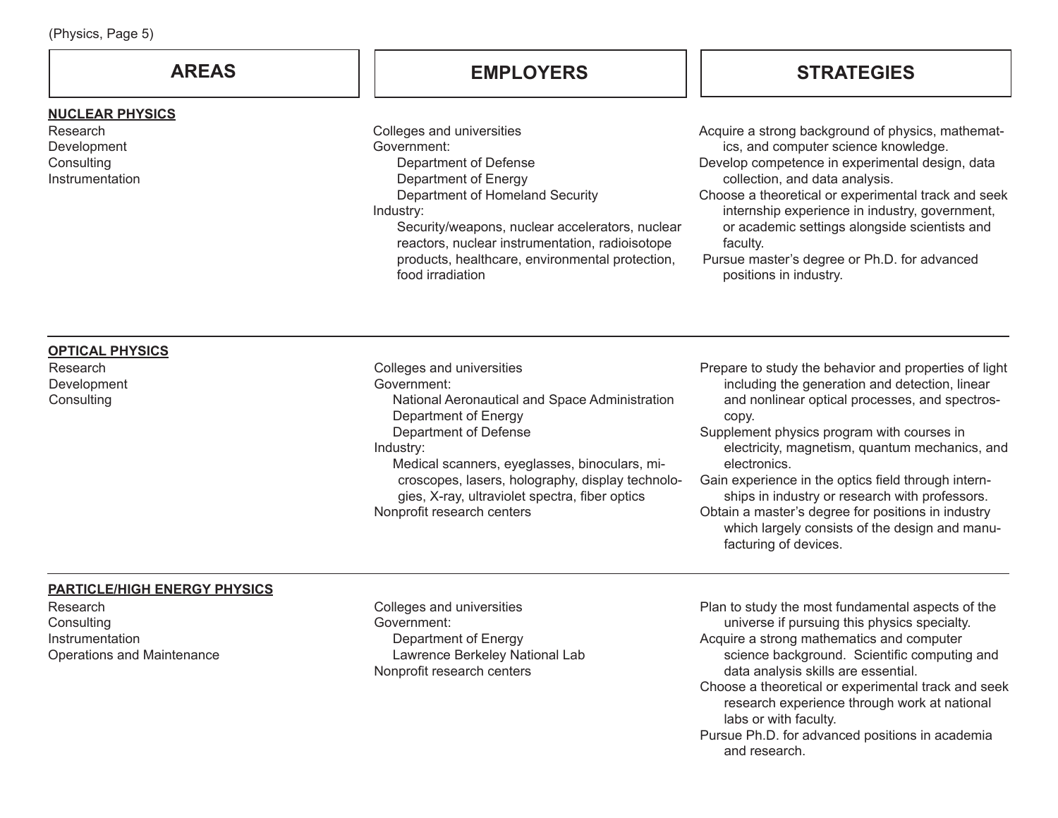| AREAS | EMPLOYERS | STRATEGIES |
| --- | --- | --- |
| **NUCLEAR PHYSICS**<br>Research<br>Development<br>Consulting<br>Instrumentation | Colleges and universities<br>Government:<br>Department of Defense<br>Department of Energy<br>Department of Homeland Security<br>Industry:<br>Security/weapons, nuclear accelerators, nuclear reactors, nuclear instrumentation, radioisotope products, healthcare, environmental protection, food irradiation | Acquire a strong background of physics, mathematics, and computer science knowledge.<br>Develop competence in experimental design, data collection, and data analysis.<br>Choose a theoretical or experimental track and seek internship experience in industry, government, or academic settings alongside scientists and faculty.<br>Pursue master's degree or Ph.D. for advanced positions in industry. |
| **OPTICAL PHYSICS**<br>Research<br>Development<br>Consulting | Colleges and universities<br>Government:<br>National Aeronautical and Space Administration<br>Department of Energy<br>Department of Defense<br>Industry:<br>Medical scanners, eyeglasses, binoculars, microscopes, lasers, holography, display technologies, X-ray, ultraviolet spectra, fiber optics<br>Nonprofit research centers | Prepare to study the behavior and properties of light including the generation and detection, linear and nonlinear optical processes, and spectroscopy.<br>Supplement physics program with courses in electricity, magnetism, quantum mechanics, and electronics.<br>Gain experience in the optics field through internships in industry or research with professors.<br>Obtain a master's degree for positions in industry which largely consists of the design and manufacturing of devices. |
| **PARTICLE/HIGH ENERGY PHYSICS**<br>Research<br>Consulting<br>Instrumentation<br>Operations and Maintenance | Colleges and universities<br>Government:<br>Department of Energy<br>Lawrence Berkeley National Lab<br>Nonprofit research centers | Plan to study the most fundamental aspects of the universe if pursuing this physics specialty.<br>Acquire a strong mathematics and computer science background. Scientific computing and data analysis skills are essential.<br>Choose a theoretical or experimental track and seek research experience through work at national labs or with faculty.<br>Pursue Ph.D. for advanced positions in academia and research. |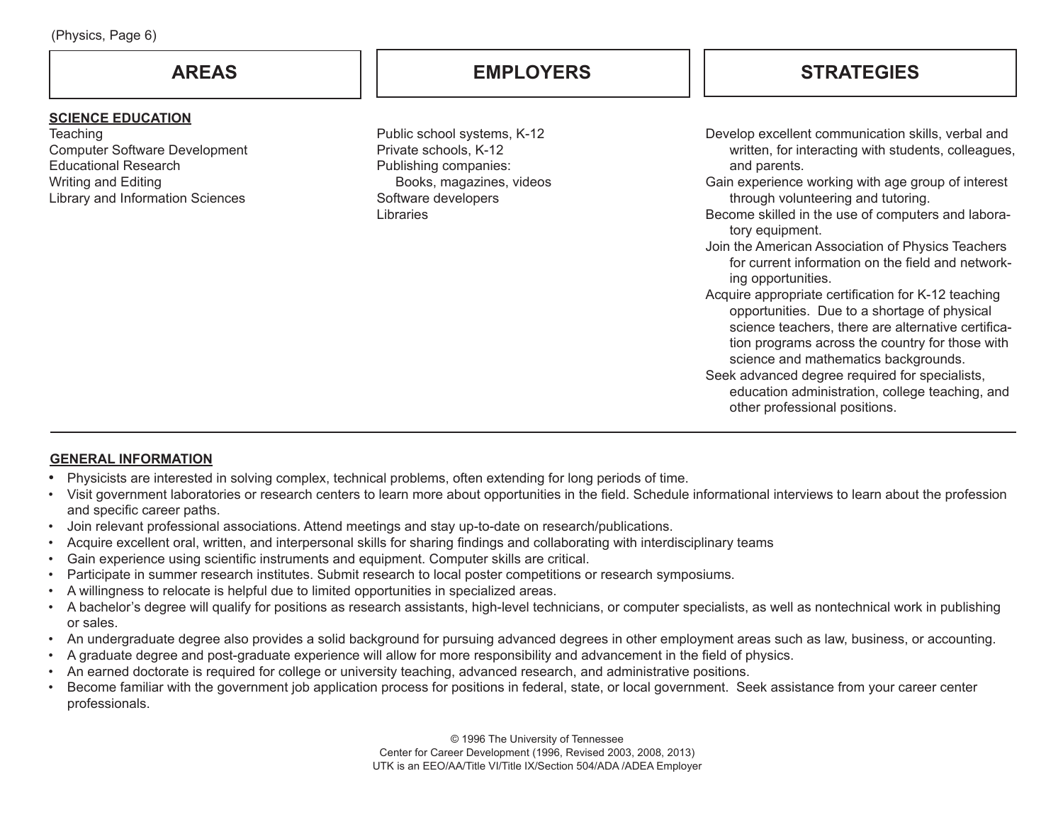| AREAS | EMPLOYERS | STRATEGIES |
| --- | --- | --- |
| **SCIENCE EDUCATION**<br>Teaching<br>Computer Software Development<br>Educational Research<br>Writing and Editing<br>Library and Information Sciences | Public school systems, K-12<br>Private schools, K-12<br>Publishing companies:<br>Books, magazines, videos<br>Software developers<br>Libraries | Develop excellent communication skills, verbal and written, for interacting with students, colleagues, and parents.<br>Gain experience working with age group of interest through volunteering and tutoring.<br>Become skilled in the use of computers and laboratory equipment.<br>Join the American Association of Physics Teachers for current information on the field and networking opportunities.<br>Acquire appropriate certification for K-12 teaching opportunities. Due to a shortage of physical science teachers, there are alternative certification programs across the country for those with science and mathematics backgrounds.<br>Seek advanced degree required for specialists, education administration, college teaching, and other professional positions. |

## GENERAL INFORMATION

- Physicists are interested in solving complex, technical problems, often extending for long periods of time.
- Visit government laboratories or research centers to learn more about opportunities in the field. Schedule informational interviews to learn about the profession and specific career paths.
- Join relevant professional associations. Attend meetings and stay up-to-date on research/publications.
- Acquire excellent oral, written, and interpersonal skills for sharing findings and collaborating with interdisciplinary teams
- Gain experience using scientific instruments and equipment. Computer skills are critical.
- Participate in summer research institutes. Submit research to local poster competitions or research symposiums.
- A willingness to relocate is helpful due to limited opportunities in specialized areas.
- A bachelor's degree will qualify for positions as research assistants, high-level technicians, or computer specialists, as well as nontechnical work in publishing or sales.
- An undergraduate degree also provides a solid background for pursuing advanced degrees in other employment areas such as law, business, or accounting.
- A graduate degree and post-graduate experience will allow for more responsibility and advancement in the field of physics.
- An earned doctorate is required for college or university teaching, advanced research, and administrative positions.
- Become familiar with the government job application process for positions in federal, state, or local government. Seek assistance from your career center professionals.

© 1996 The University of Tennessee
Center for Career Development (1996, Revised 2003, 2008, 2013)
UTK is an EEO/AA/Title VI/Title IX/Section 504/ADA /ADEA Employer